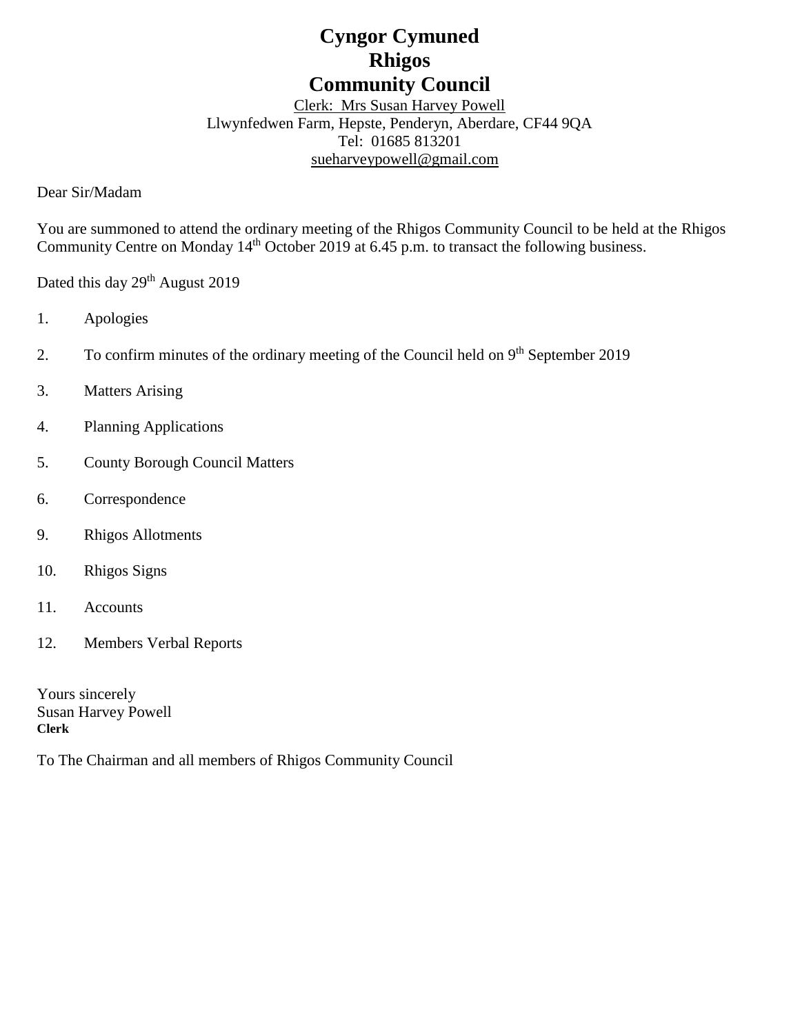# Cyngor Cymuned
# Rhigos
# Community Council

Clerk: Mrs Susan Harvey Powell
Llwynfedwen Farm, Hepste, Penderyn, Aberdare, CF44 9QA
Tel: 01685 813201
sueharveypowell@gmail.com

Dear Sir/Madam

You are summoned to attend the ordinary meeting of the Rhigos Community Council to be held at the Rhigos Community Centre on Monday 14th October 2019 at 6.45 p.m. to transact the following business.

Dated this day 29th August 2019

1. Apologies
2. To confirm minutes of the ordinary meeting of the Council held on 9th September 2019
3. Matters Arising
4. Planning Applications
5. County Borough Council Matters
6. Correspondence
9. Rhigos Allotments
10. Rhigos Signs
11. Accounts
12. Members Verbal Reports

Yours sincerely
Susan Harvey Powell
**Clerk**

To The Chairman and all members of Rhigos Community Council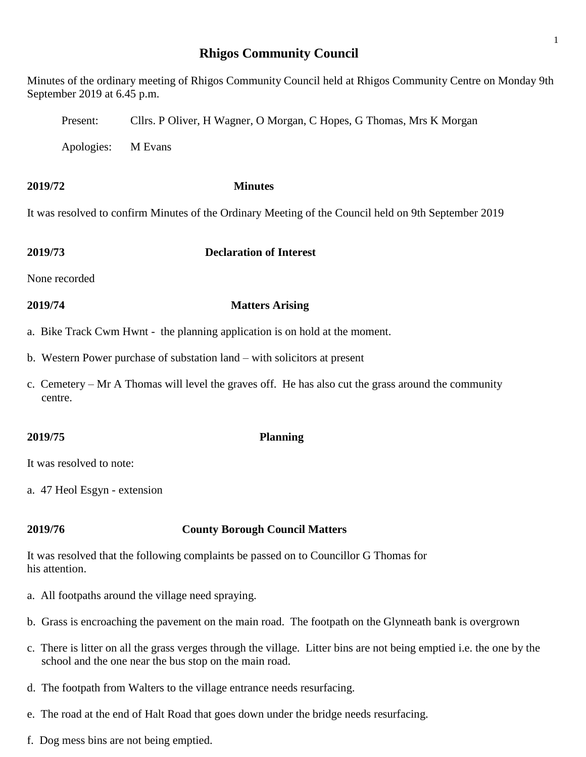# Rhigos Community Council

Minutes of the ordinary meeting of Rhigos Community Council held at Rhigos Community Centre on Monday 9th September 2019 at 6.45 p.m.

Present: Cllrs. P Oliver, H Wagner, O Morgan, C Hopes, G Thomas, Mrs K Morgan

Apologies: M Evans

**2019/72 Minutes**

It was resolved to confirm Minutes of the Ordinary Meeting of the Council held on 9th September 2019

**2019/73 Declaration of Interest**

None recorded

**2019/74 Matters Arising**

a. Bike Track Cwm Hwnt - the planning application is on hold at the moment.

b. Western Power purchase of substation land – with solicitors at present

c. Cemetery – Mr A Thomas will level the graves off. He has also cut the grass around the community centre.

**2019/75 Planning**

It was resolved to note:

a. 47 Heol Esgyn - extension

**2019/76 County Borough Council Matters**

It was resolved that the following complaints be passed on to Councillor G Thomas for his attention.

a. All footpaths around the village need spraying.

b. Grass is encroaching the pavement on the main road. The footpath on the Glynneath bank is overgrown

c. There is litter on all the grass verges through the village. Litter bins are not being emptied i.e. the one by the school and the one near the bus stop on the main road.

d. The footpath from Walters to the village entrance needs resurfacing.

e. The road at the end of Halt Road that goes down under the bridge needs resurfacing.

f. Dog mess bins are not being emptied.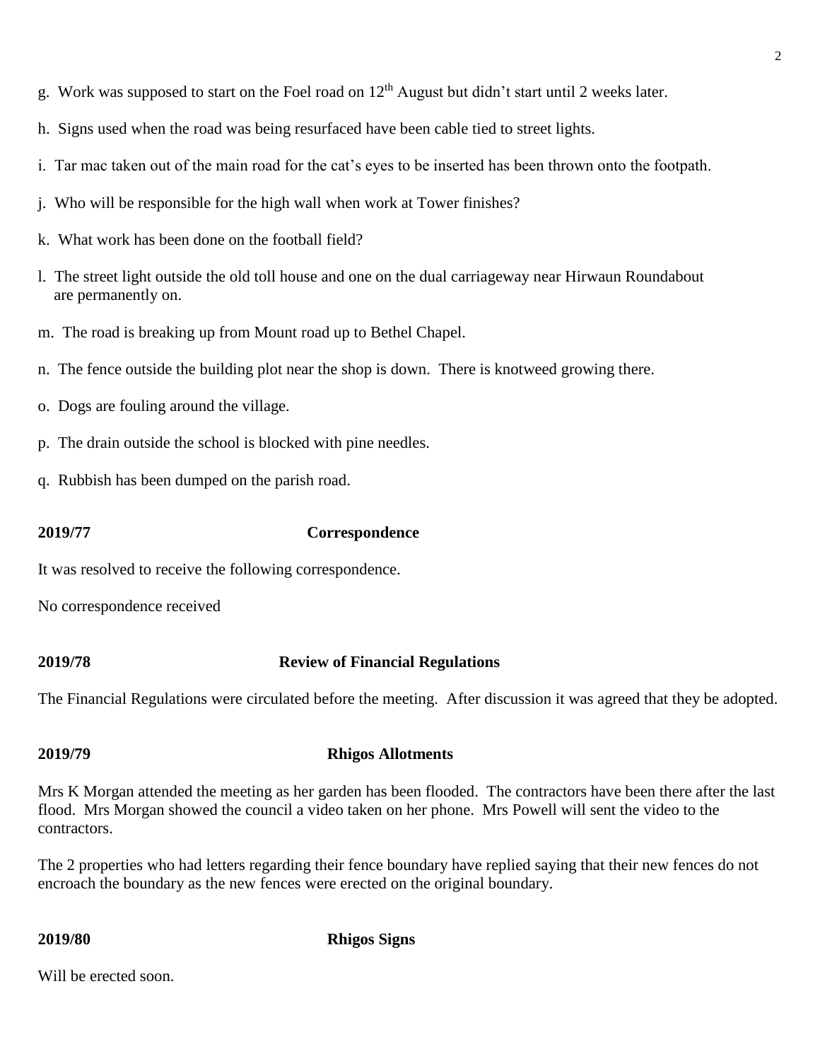g. Work was supposed to start on the Foel road on 12th August but didn't start until 2 weeks later.

h. Signs used when the road was being resurfaced have been cable tied to street lights.

i. Tar mac taken out of the main road for the cat's eyes to be inserted has been thrown onto the footpath.

j. Who will be responsible for the high wall when work at Tower finishes?

k. What work has been done on the football field?

l. The street light outside the old toll house and one on the dual carriageway near Hirwaun Roundabout are permanently on.

m. The road is breaking up from Mount road up to Bethel Chapel.

n. The fence outside the building plot near the shop is down. There is knotweed growing there.

o. Dogs are fouling around the village.

p. The drain outside the school is blocked with pine needles.

q. Rubbish has been dumped on the parish road.

**2019/77 Correspondence**

It was resolved to receive the following correspondence.

No correspondence received

**2019/78 Review of Financial Regulations**

The Financial Regulations were circulated before the meeting. After discussion it was agreed that they be adopted.

**2019/79 Rhigos Allotments**

Mrs K Morgan attended the meeting as her garden has been flooded. The contractors have been there after the last flood. Mrs Morgan showed the council a video taken on her phone. Mrs Powell will sent the video to the contractors.

The 2 properties who had letters regarding their fence boundary have replied saying that their new fences do not encroach the boundary as the new fences were erected on the original boundary.

**2019/80 Rhigos Signs**

Will be erected soon.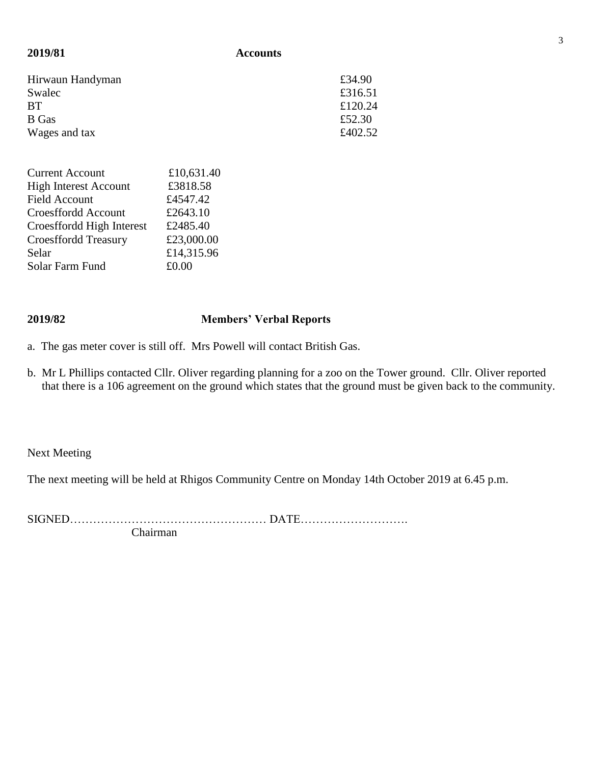**2019/81 Accounts**

| | |
|---|---|
| Hirwaun Handyman | £34.90 |
| Swalec | £316.51 |
| BT | £120.24 |
| B Gas | £52.30 |
| Wages and tax | £402.52 |

| | |
|---|---|
| Current Account | £10,631.40 |
| High Interest Account | £3818.58 |
| Field Account | £4547.42 |
| Croesffordd Account | £2643.10 |
| Croesffordd High Interest | £2485.40 |
| Croesffordd Treasury | £23,000.00 |
| Selar | £14,315.96 |
| Solar Farm Fund | £0.00 |

**2019/82 Members' Verbal Reports**

a. The gas meter cover is still off. Mrs Powell will contact British Gas.

b. Mr L Phillips contacted Cllr. Oliver regarding planning for a zoo on the Tower ground. Cllr. Oliver reported that there is a 106 agreement on the ground which states that the ground must be given back to the community.

Next Meeting

The next meeting will be held at Rhigos Community Centre on Monday 14th October 2019 at 6.45 p.m.

SIGNED…………………………………………… DATE……………………….
Chairman